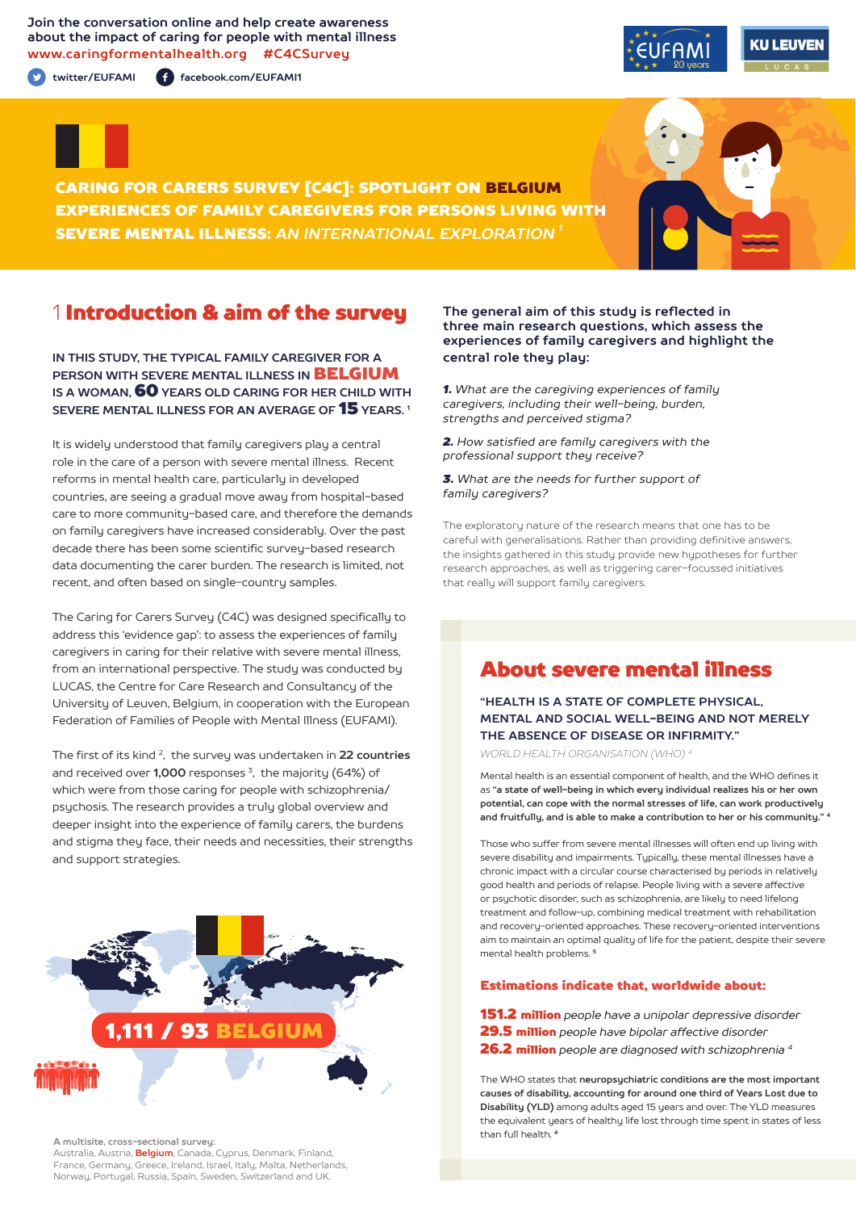Join the conversation online and help create awareness about the impact of caring for people with mental illness
www.caringformentalhealth.org #C4CSurvey

twitter/EUFAMI facebook.com/EUFAMI1

# CARING FOR CARERS SURVEY [C4C]: SPOTLIGHT ON BELGIUM EXPERIENCES OF FAMILY CAREGIVERS FOR PERSONS LIVING WITH SEVERE MENTAL ILLNESS: *AN INTERNATIONAL EXPLORATION* [1]

## 1 Introduction & aim of the survey

**IN THIS STUDY, THE TYPICAL FAMILY CAREGIVER FOR A PERSON WITH SEVERE MENTAL ILLNESS IN BELGIUM IS A WOMAN, 60 YEARS OLD CARING FOR HER CHILD WITH SEVERE MENTAL ILLNESS FOR AN AVERAGE OF 15 YEARS.** [1]

It is widely understood that family caregivers play a central role in the care of a person with severe mental illness. Recent reforms in mental health care, particularly in developed countries, are seeing a gradual move away from hospital-based care to more community-based care, and therefore the demands on family caregivers have increased considerably. Over the past decade there has been some scientific survey-based research data documenting the carer burden. The research is limited, not recent, and often based on single-country samples.

The Caring for Carers Survey (C4C) was designed specifically to address this 'evidence gap': to assess the experiences of family caregivers in caring for their relative with severe mental illness, from an international perspective. The study was conducted by LUCAS, the Centre for Care Research and Consultancy of the University of Leuven, Belgium, in cooperation with the European Federation of Families of People with Mental Illness (EUFAMI).

The first of its kind [2], the survey was undertaken in **22 countries** and received over **1,000** responses [3], the majority (64%) of which were from those caring for people with schizophrenia/psychosis. The research provides a truly global overview and deeper insight into the experience of family carers, the burdens and stigma they face, their needs and necessities, their strengths and support strategies.

**1,111 / 93 BELGIUM**

**A multisite, cross-sectional survey:**
Australia, Austria, **Belgium**, Canada, Cyprus, Denmark, Finland, France, Germany, Greece, Ireland, Israel, Italy, Malta, Netherlands, Norway, Portugal, Russia, Spain, Sweden, Switzerland and UK.

**The general aim of this study is reflected in three main research questions, which assess the experiences of family caregivers and highlight the central role they play:**

***1.*** *What are the caregiving experiences of family caregivers, including their well-being, burden, strengths and perceived stigma?*

***2.*** *How satisfied are family caregivers with the professional support they receive?*

***3.*** *What are the needs for further support of family caregivers?*

The exploratory nature of the research means that one has to be careful with generalisations. Rather than providing definitive answers, the insights gathered in this study provide new hypotheses for further research approaches, as well as triggering carer-focussed initiatives that really will support family caregivers.

## About severe mental illness

**"HEALTH IS A STATE OF COMPLETE PHYSICAL, MENTAL AND SOCIAL WELL-BEING AND NOT MERELY THE ABSENCE OF DISEASE OR INFIRMITY."**
*WORLD HEALTH ORGANISATION (WHO)* [4]

Mental health is an essential component of health, and the WHO defines it as **"a state of well-being in which every individual realizes his or her own potential, can cope with the normal stresses of life, can work productively and fruitfully, and is able to make a contribution to her or his community."** [4]

Those who suffer from severe mental illnesses will often end up living with severe disability and impairments. Typically, these mental illnesses have a chronic impact with a circular course characterised by periods in relatively good health and periods of relapse. People living with a severe affective or psychotic disorder, such as schizophrenia, are likely to need lifelong treatment and follow-up, combining medical treatment with rehabilitation and recovery-oriented approaches. These recovery-oriented interventions aim to maintain an optimal quality of life for the patient, despite their severe mental health problems. [5]

### Estimations indicate that, worldwide about:

**151.2 million** *people have a unipolar depressive disorder*
**29.5 million** *people have bipolar affective disorder*
**26.2 million** *people are diagnosed with schizophrenia* [4]

The WHO states that **neuropsychiatric conditions are the most important causes of disability, accounting for around one third of Years Lost due to Disability (YLD)** among adults aged 15 years and over. The YLD measures the equivalent years of healthy life lost through time spent in states of less than full health. [4]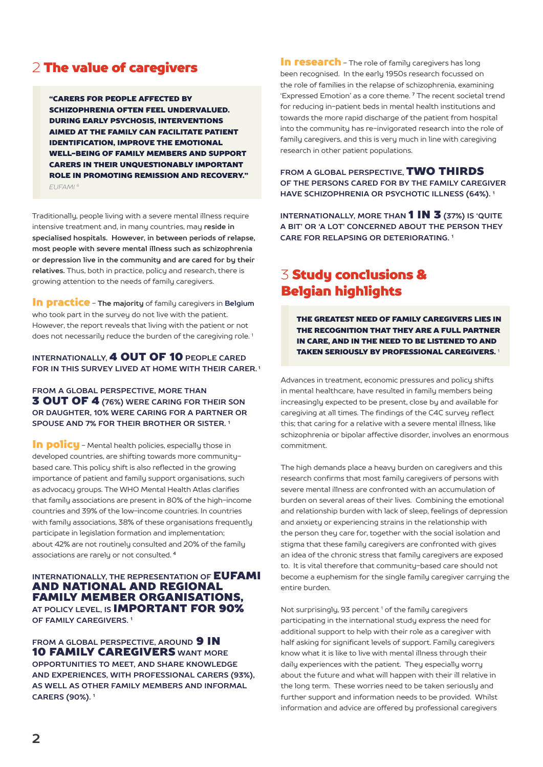## 2 The value of caregivers

> **"CARERS FOR PEOPLE AFFECTED BY SCHIZOPHRENIA OFTEN FEEL UNDERVALUED. DURING EARLY PSYCHOSIS, INTERVENTIONS AIMED AT THE FAMILY CAN FACILITATE PATIENT IDENTIFICATION, IMPROVE THE EMOTIONAL WELL-BEING OF FAMILY MEMBERS AND SUPPORT CARERS IN THEIR UNQUESTIONABLY IMPORTANT ROLE IN PROMOTING REMISSION AND RECOVERY."**
>
> *EUFAMI [8]*

Traditionally, people living with a severe mental illness require intensive treatment and, in many countries, may **reside in specialised hospitals. However, in between periods of relapse, most people with severe mental illness such as schizophrenia or depression live in the community and are cared for by their relatives.** Thus, both in practice, policy and research, there is growing attention to the needs of family caregivers.

**In practice** – **The majority** of family caregivers in **Belgium** who took part in the survey do not live with the patient. However, the report reveals that living with the patient or not does not necessarily reduce the burden of the caregiving role. [1]

**INTERNATIONALLY, 4 OUT OF 10 PEOPLE CARED FOR IN THIS SURVEY LIVED AT HOME WITH THEIR CARER.** [1]

**FROM A GLOBAL PERSPECTIVE, MORE THAN 3 OUT OF 4 (76%) WERE CARING FOR THEIR SON OR DAUGHTER, 10% WERE CARING FOR A PARTNER OR SPOUSE AND 7% FOR THEIR BROTHER OR SISTER.** [1]

**In policy** – Mental health policies, especially those in developed countries, are shifting towards more community-based care. This policy shift is also reflected in the growing importance of patient and family support organisations, such as advocacy groups. The WHO Mental Health Atlas clarifies that family associations are present in 80% of the high-income countries and 39% of the low-income countries. In countries with family associations, 38% of these organisations frequently participate in legislation formation and implementation; about 42% are not routinely consulted and 20% of the family associations are rarely or not consulted. [4]

**INTERNATIONALLY, THE REPRESENTATION OF EUFAMI AND NATIONAL AND REGIONAL FAMILY MEMBER ORGANISATIONS, AT POLICY LEVEL, IS IMPORTANT FOR 90% OF FAMILY CAREGIVERS.** [1]

**FROM A GLOBAL PERSPECTIVE, AROUND 9 IN 10 FAMILY CAREGIVERS WANT MORE OPPORTUNITIES TO MEET, AND SHARE KNOWLEDGE AND EXPERIENCES, WITH PROFESSIONAL CARERS (93%), AS WELL AS OTHER FAMILY MEMBERS AND INFORMAL CARERS (90%).** [1]

**In research** – The role of family caregivers has long been recognised. In the early 1950s research focussed on the role of families in the relapse of schizophrenia, examining 'Expressed Emotion' as a core theme. [7] The recent societal trend for reducing in-patient beds in mental health institutions and towards the more rapid discharge of the patient from hospital into the community has re-invigorated research into the role of family caregivers, and this is very much in line with caregiving research in other patient populations.

**FROM A GLOBAL PERSPECTIVE, TWO THIRDS OF THE PERSONS CARED FOR BY THE FAMILY CAREGIVER HAVE SCHIZOPHRENIA OR PSYCHOTIC ILLNESS (64%).** [1]

**INTERNATIONALLY, MORE THAN 1 IN 3 (37%) IS 'QUITE A BIT' OR 'A LOT' CONCERNED ABOUT THE PERSON THEY CARE FOR RELAPSING OR DETERIORATING.** [1]

## 3 Study conclusions & Belgian highlights

> **THE GREATEST NEED OF FAMILY CAREGIVERS LIES IN THE RECOGNITION THAT THEY ARE A FULL PARTNER IN CARE, AND IN THE NEED TO BE LISTENED TO AND TAKEN SERIOUSLY BY PROFESSIONAL CAREGIVERS.** [1]

Advances in treatment, economic pressures and policy shifts in mental healthcare, have resulted in family members being increasingly expected to be present, close by and available for caregiving at all times. The findings of the C4C survey reflect this; that caring for a relative with a severe mental illness, like schizophrenia or bipolar affective disorder, involves an enormous commitment.

The high demands place a heavy burden on caregivers and this research confirms that most family caregivers of persons with severe mental illness are confronted with an accumulation of burden on several areas of their lives. Combining the emotional and relationship burden with lack of sleep, feelings of depression and anxiety or experiencing strains in the relationship with the person they care for, together with the social isolation and stigma that these family caregivers are confronted with gives an idea of the chronic stress that family caregivers are exposed to. It is vital therefore that community-based care should not become a euphemism for the single family caregiver carrying the entire burden.

Not surprisingly, 93 percent [1] of the family caregivers participating in the international study express the need for additional support to help with their role as a caregiver with half asking for significant levels of support. Family caregivers know what it is like to live with mental illness through their daily experiences with the patient. They especially worry about the future and what will happen with their ill relative in the long term. These worries need to be taken seriously and further support and information needs to be provided. Whilst information and advice are offered by professional caregivers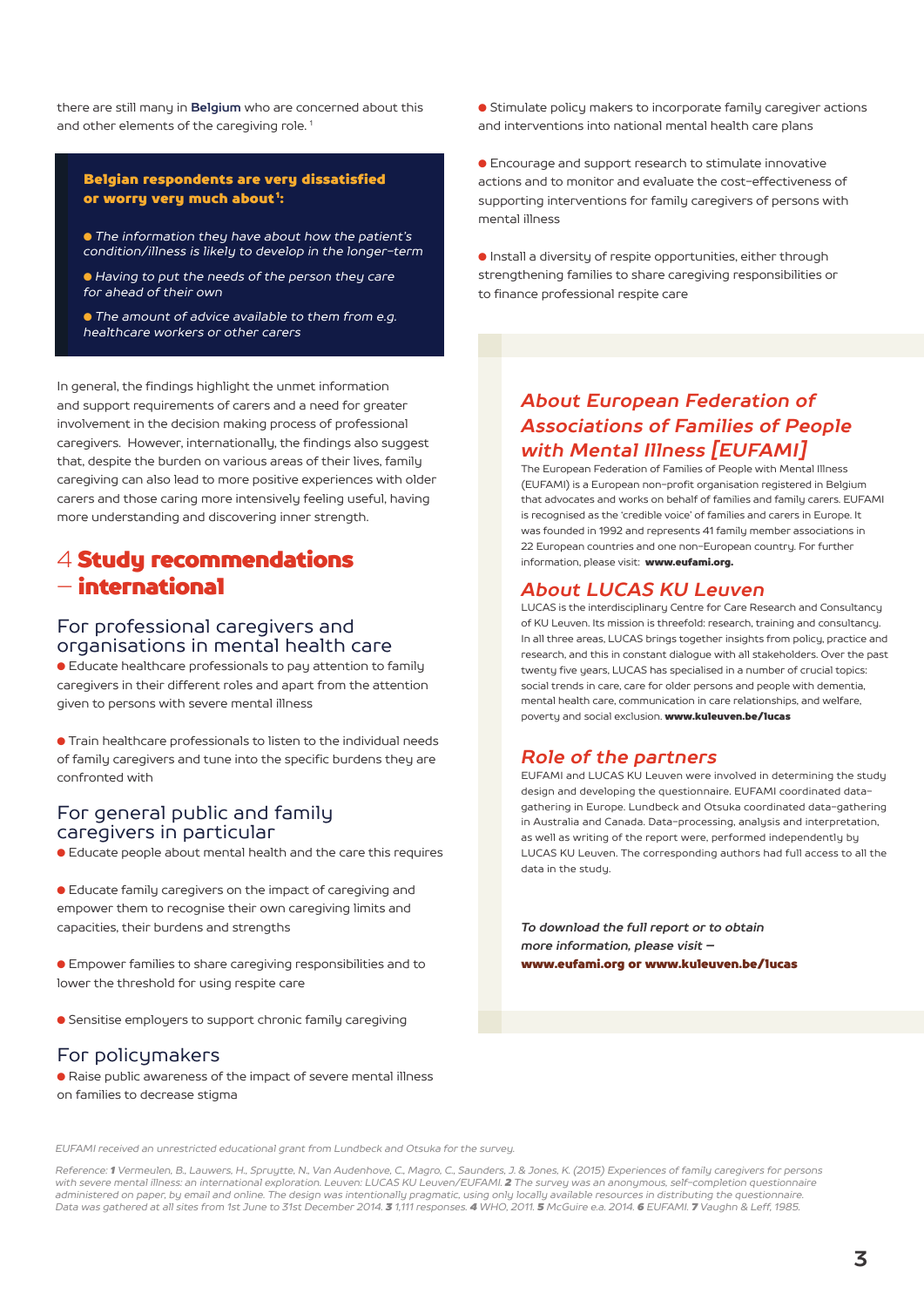there are still many in **Belgium** who are concerned about this and other elements of the caregiving role. [1]

**Belgian respondents are very dissatisfied or worry very much about[1]:**

- *The information they have about how the patient's condition/illness is likely to develop in the longer-term*
- *Having to put the needs of the person they care for ahead of their own*
- *The amount of advice available to them from e.g. healthcare workers or other carers*

In general, the findings highlight the unmet information and support requirements of carers and a need for greater involvement in the decision making process of professional caregivers. However, internationally, the findings also suggest that, despite the burden on various areas of their lives, family caregiving can also lead to more positive experiences with older carers and those caring more intensively feeling useful, having more understanding and discovering inner strength.

## 4 Study recommendations – international

### For professional caregivers and organisations in mental health care

- Educate healthcare professionals to pay attention to family caregivers in their different roles and apart from the attention given to persons with severe mental illness
- Train healthcare professionals to listen to the individual needs of family caregivers and tune into the specific burdens they are confronted with

### For general public and family caregivers in particular

- Educate people about mental health and the care this requires
- Educate family caregivers on the impact of caregiving and empower them to recognise their own caregiving limits and capacities, their burdens and strengths
- Empower families to share caregiving responsibilities and to lower the threshold for using respite care
- Sensitise employers to support chronic family caregiving

### For policymakers

- Raise public awareness of the impact of severe mental illness on families to decrease stigma
- Stimulate policy makers to incorporate family caregiver actions and interventions into national mental health care plans
- Encourage and support research to stimulate innovative actions and to monitor and evaluate the cost-effectiveness of supporting interventions for family caregivers of persons with mental illness
- Install a diversity of respite opportunities, either through strengthening families to share caregiving responsibilities or to finance professional respite care

## *About European Federation of Associations of Families of People with Mental Illness [EUFAMI]*

The European Federation of Families of People with Mental Illness (EUFAMI) is a European non-profit organisation registered in Belgium that advocates and works on behalf of families and family carers. EUFAMI is recognised as the 'credible voice' of families and carers in Europe. It was founded in 1992 and represents 41 family member associations in 22 European countries and one non-European country. For further information, please visit: **www.eufami.org.**

## *About LUCAS KU Leuven*

LUCAS is the interdisciplinary Centre for Care Research and Consultancy of KU Leuven. Its mission is threefold: research, training and consultancy. In all three areas, LUCAS brings together insights from policy, practice and research, and this in constant dialogue with all stakeholders. Over the past twenty five years, LUCAS has specialised in a number of crucial topics: social trends in care, care for older persons and people with dementia, mental health care, communication in care relationships, and welfare, poverty and social exclusion. **www.kuleuven.be/lucas**

## *Role of the partners*

EUFAMI and LUCAS KU Leuven were involved in determining the study design and developing the questionnaire. EUFAMI coordinated data-gathering in Europe. Lundbeck and Otsuka coordinated data-gathering in Australia and Canada. Data-processing, analysis and interpretation, as well as writing of the report were, performed independently by LUCAS KU Leuven. The corresponding authors had full access to all the data in the study.

***To download the full report or to obtain more information, please visit –***
**www.eufami.org or www.kuleuven.be/lucas**

*EUFAMI received an unrestricted educational grant from Lundbeck and Otsuka for the survey.*

*Reference: **1** Vermeulen, B., Lauwers, H., Spruytte, N., Van Audenhove, C., Magro, C., Saunders, J. & Jones, K. (2015) Experiences of family caregivers for persons with severe mental illness: an international exploration. Leuven: LUCAS KU Leuven/EUFAMI. **2** The survey was an anonymous, self-completion questionnaire administered on paper, by email and online. The design was intentionally pragmatic, using only locally available resources in distributing the questionnaire. Data was gathered at all sites from 1st June to 31st December 2014. **3** 1,111 responses. **4** WHO, 2011. **5** McGuire e.a. 2014. **6** EUFAMI. **7** Vaughn & Leff, 1985.*